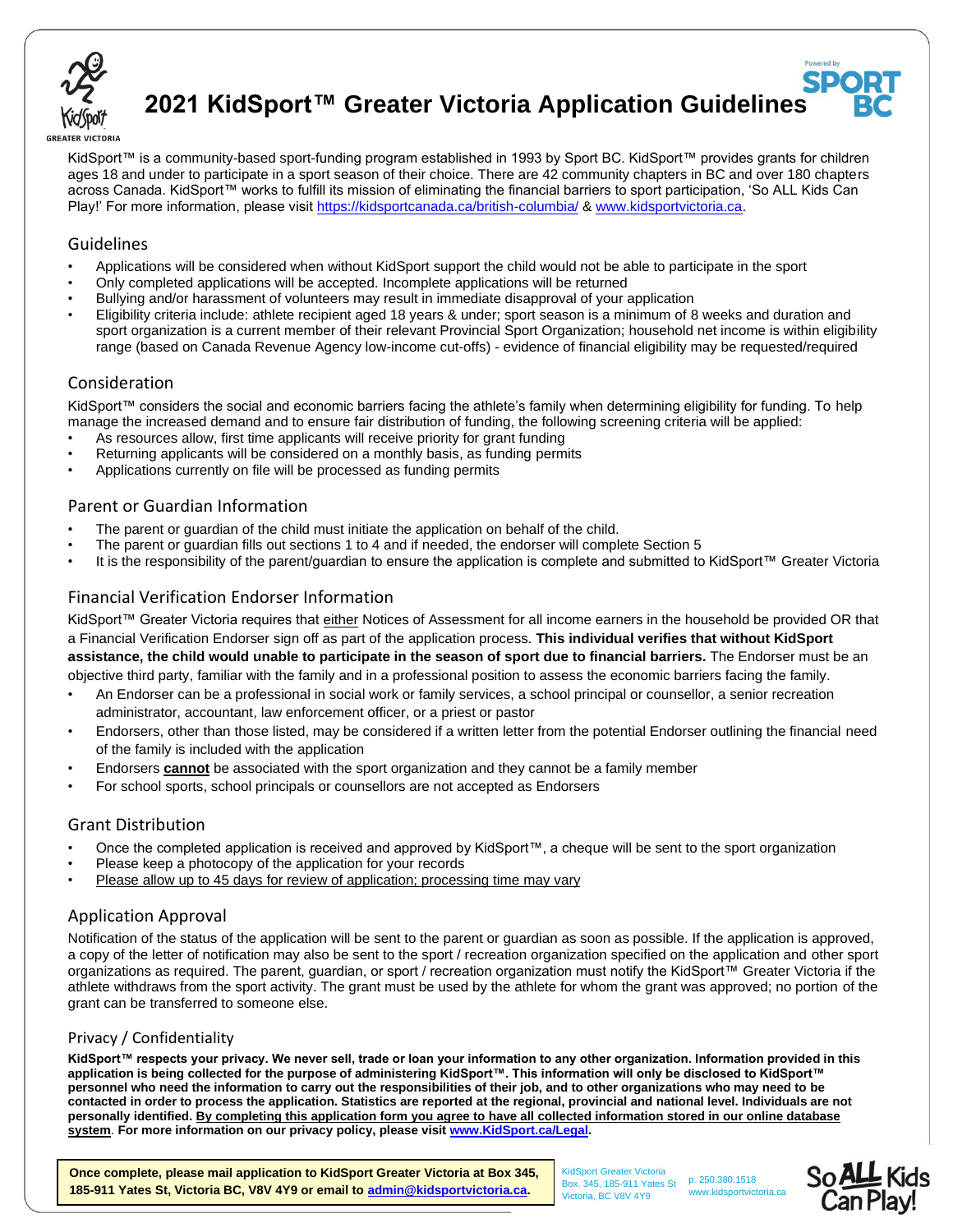# 2021 KidSport™ Greater Victoria Application Guidelines

KidSport™ is a community-based sport-funding program established in 1993 by Sport BC. KidSport™ provides grants for children ages 18 and under to participate in a sport season of their choice. There are 42 community chapters in BC and over 180 chapters across Canada. KidSport™ works to fulfill its mission of eliminating the financial barriers to sport participation, 'So ALL Kids Can Play!' For more information, please visit https://kidsportcanada.ca/british-columbia/ & www.kidsportvictoria.ca.

## Guidelines

- Applications will be considered when without KidSport support the child would not be able to participate in the sport
- Only completed applications will be accepted. Incomplete applications will be returned
- Bullying and/or harassment of volunteers may result in immediate disapproval of your application
- Eligibility criteria include: athlete recipient aged 18 years & under; sport season is a minimum of 8 weeks and duration and sport organization is a current member of their relevant Provincial Sport Organization; household net income is within eligibility range (based on Canada Revenue Agency low-income cut-offs) - evidence of financial eligibility may be requested/required

## Consideration

KidSport™ considers the social and economic barriers facing the athlete's family when determining eligibility for funding. To help manage the increased demand and to ensure fair distribution of funding, the following screening criteria will be applied:

- As resources allow, first time applicants will receive priority for grant funding
- Returning applicants will be considered on a monthly basis, as funding permits
- Applications currently on file will be processed as funding permits

## Parent or Guardian Information

- The parent or guardian of the child must initiate the application on behalf of the child.
- The parent or guardian fills out sections 1 to 4 and if needed, the endorser will complete Section 5
- It is the responsibility of the parent/guardian to ensure the application is complete and submitted to KidSport™ Greater Victoria

## Financial Verification Endorser Information

KidSport™ Greater Victoria requires that either Notices of Assessment for all income earners in the household be provided OR that a Financial Verification Endorser sign off as part of the application process. **This individual verifies that without KidSport assistance, the child would unable to participate in the season of sport due to financial barriers.** The Endorser must be an objective third party, familiar with the family and in a professional position to assess the economic barriers facing the family.

- An Endorser can be a professional in social work or family services, a school principal or counsellor, a senior recreation administrator, accountant, law enforcement officer, or a priest or pastor
- Endorsers, other than those listed, may be considered if a written letter from the potential Endorser outlining the financial need of the family is included with the application
- Endorsers **cannot** be associated with the sport organization and they cannot be a family member
- For school sports, school principals or counsellors are not accepted as Endorsers

## Grant Distribution

- Once the completed application is received and approved by KidSport™, a cheque will be sent to the sport organization
- Please keep a photocopy of the application for your records
- Please allow up to 45 days for review of application; processing time may vary

## Application Approval

Notification of the status of the application will be sent to the parent or guardian as soon as possible. If the application is approved, a copy of the letter of notification may also be sent to the sport / recreation organization specified on the application and other sport organizations as required. The parent, guardian, or sport / recreation organization must notify the KidSport™ Greater Victoria if the athlete withdraws from the sport activity. The grant must be used by the athlete for whom the grant was approved; no portion of the grant can be transferred to someone else.

## Privacy / Confidentiality

**KidSport™ respects your privacy. We never sell, trade or loan your information to any other organization. Information provided in this application is being collected for the purpose of administering KidSport™. This information will only be disclosed to KidSport™ personnel who need the information to carry out the responsibilities of their job, and to other organizations who may need to be contacted in order to process the application. Statistics are reported at the regional, provincial and national level. Individuals are not personally identified. By completing this application form you agree to have all collected information stored in our online database system. For more information on our privacy policy, please visit www.KidSport.ca/Legal.**

**Once complete, please mail application to KidSport Greater Victoria at Box 345, 185-911 Yates St, Victoria, BC, V8V 4Y9 or email to admin@kidsportvictoria.ca.**

KidSport Greater Victoria
Box. 345, 185-911 Yates St
Victoria, BC V8V 4Y9

p. 250.380.1518
www.kidsportvictoria.ca

So ALL Kids Can Play!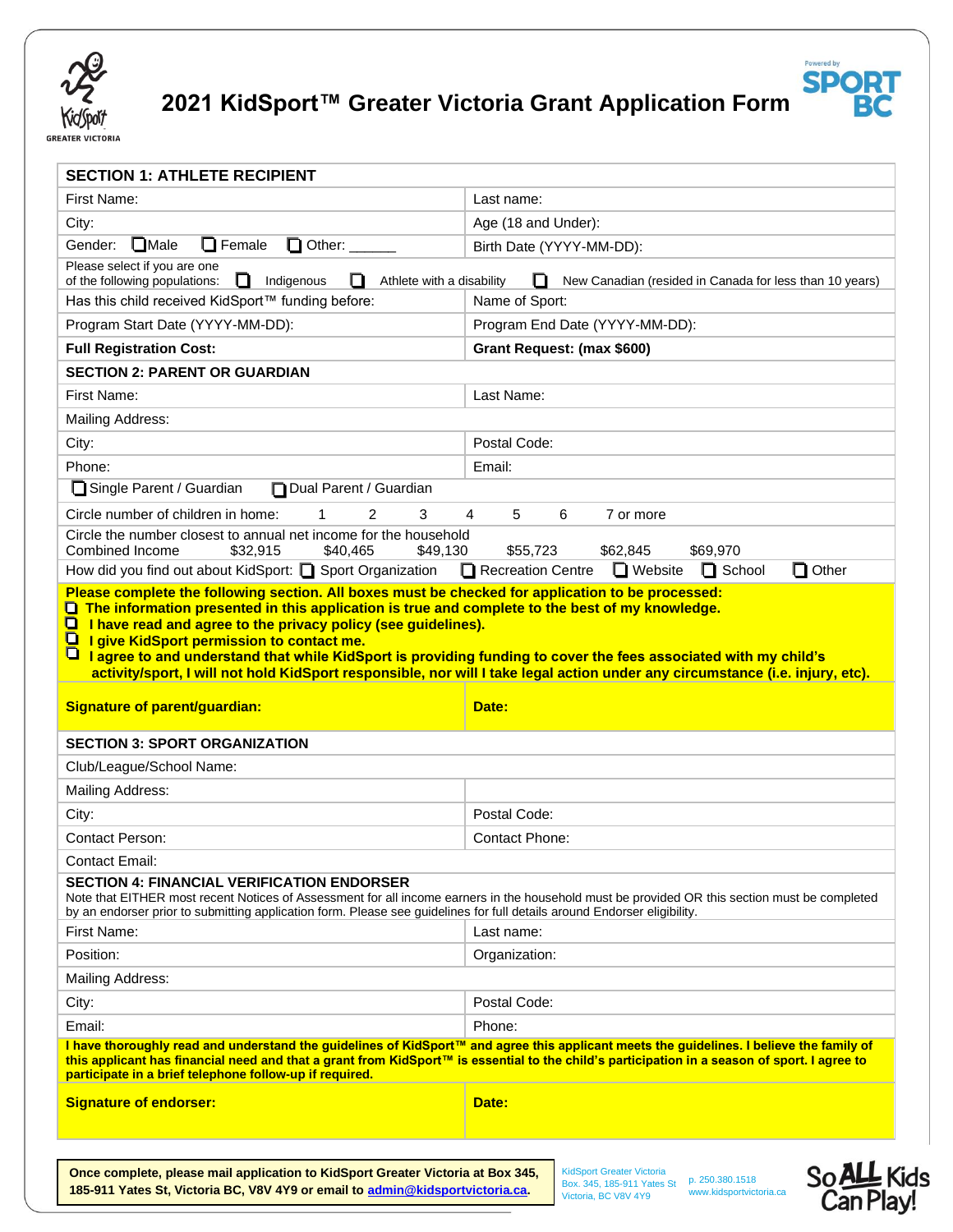# 2021 KidSport™ Greater Victoria Grant Application Form

KidSport GREATER VICTORIA

Powered by SPORT BC

| SECTION 1: ATHLETE RECIPIENT | |
|---|---|
| First Name: | Last name: |
| City: | Age (18 and Under): |
| Gender: ☐ Male ☐ Female ☐ Other: ______ | Birth Date (YYYY-MM-DD): |
| Please select if you are one of the following populations: ☐ Indigenous ☐ Athlete with a disability ☐ New Canadian (resided in Canada for less than 10 years) | |
| Has this child received KidSport™ funding before: | Name of Sport: |
| Program Start Date (YYYY-MM-DD): | Program End Date (YYYY-MM-DD): |
| **Full Registration Cost:** | **Grant Request: (max $600)** |

| SECTION 2: PARENT OR GUARDIAN | |
|---|---|
| First Name: | Last Name: |
| Mailing Address: | |
| City: | Postal Code: |
| Phone: | Email: |
| ☐ Single Parent / Guardian ☐ Dual Parent / Guardian | |
| Circle number of children in home: 1 2 3 4 5 6 7 or more | |
| Circle the number closest to annual net income for the household Combined Income $32,915 $40,465 $49,130 $55,723 $62,845 $69,970 | |
| How did you find out about KidSport: ☐ Sport Organization ☐ Recreation Centre ☐ Website ☐ School ☐ Other | |

**Please complete the following section. All boxes must be checked for application to be processed:**

- ☐ **The information presented in this application is true and complete to the best of my knowledge.**
- ☐ **I have read and agree to the privacy policy (see guidelines).**
- ☐ **I give KidSport permission to contact me.**
- ☐ **I agree to and understand that while KidSport is providing funding to cover the fees associated with my child's activity/sport, I will not hold KidSport responsible, nor will I take legal action under any circumstance (i.e. injury, etc).**

| **Signature of parent/guardian:** | **Date:** |
|---|---|

| SECTION 3: SPORT ORGANIZATION | |
|---|---|
| Club/League/School Name: | |
| Mailing Address: | |
| City: | Postal Code: |
| Contact Person: | Contact Phone: |
| Contact Email: | |

**SECTION 4: FINANCIAL VERIFICATION ENDORSER**

Note that EITHER most recent Notices of Assessment for all income earners in the household must be provided OR this section must be completed by an endorser prior to submitting application form. Please see guidelines for full details around Endorser eligibility.

| | |
|---|---|
| First Name: | Last name: |
| Position: | Organization: |
| Mailing Address: | |
| City: | Postal Code: |
| Email: | Phone: |

**I have thoroughly read and understand the guidelines of KidSport™ and agree this applicant meets the guidelines. I believe the family of this applicant has financial need and that a grant from KidSport™ is essential to the child's participation in a season of sport. I agree to participate in a brief telephone follow-up if required.**

| **Signature of endorser:** | **Date:** |
|---|---|

**Once complete, please mail application to KidSport Greater Victoria at Box 345, 185-911 Yates St, Victoria BC, V8V 4Y9 or email to admin@kidsportvictoria.ca.**

KidSport Greater Victoria
Box. 345, 185-911 Yates St
Victoria, BC V8V 4Y9

p. 250.380.1518
www.kidsportvictoria.ca

So ALL Kids Can Play!